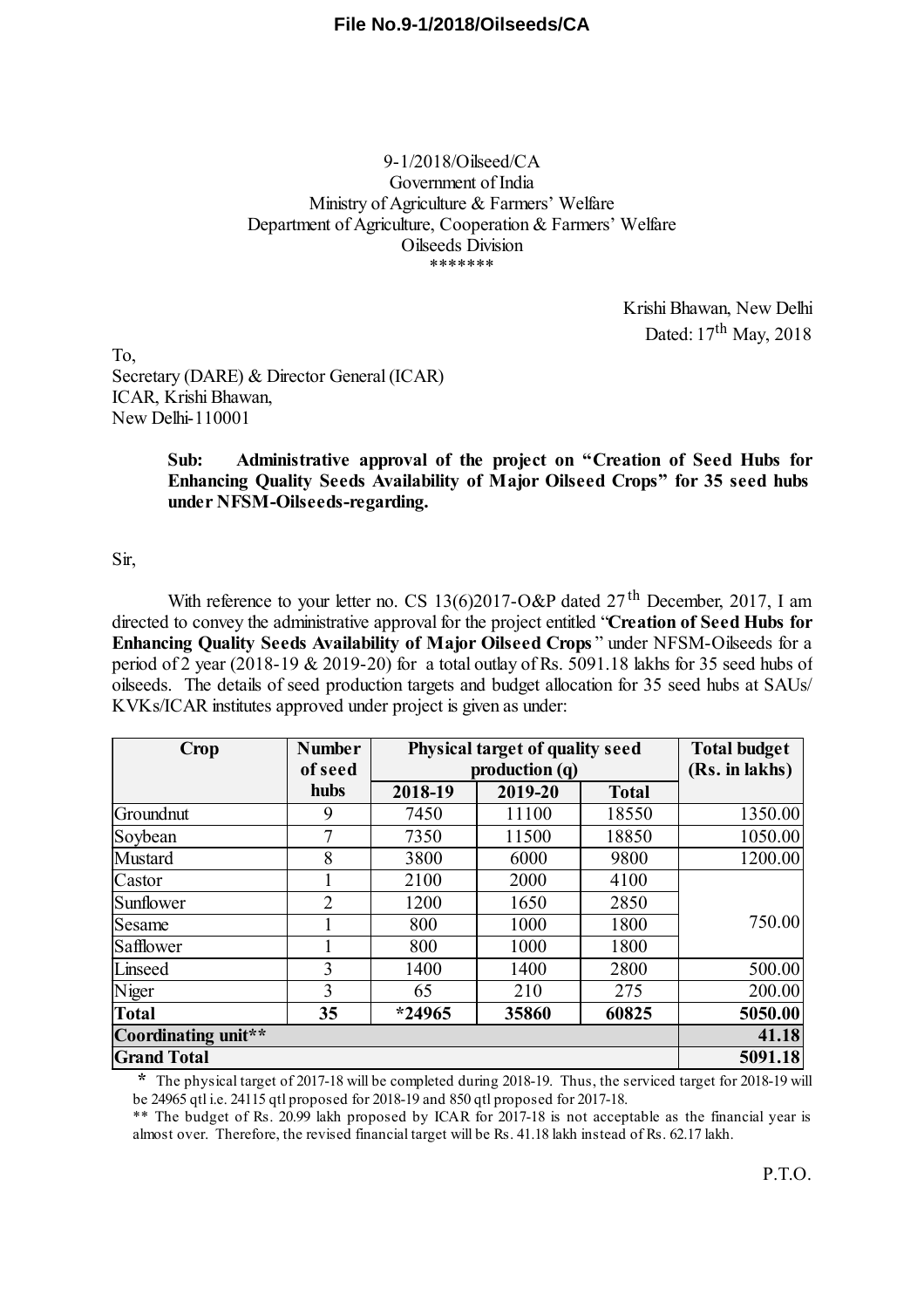**File No.9-1/2018/Oilseeds/CA**

9-1/2018/Oilseed/CA
Government of India
Ministry of Agriculture & Farmers' Welfare
Department of Agriculture, Cooperation & Farmers' Welfare
Oilseeds Division
\*\*\*\*\*\*\*

Krishi Bhawan, New Delhi
Dated: 17th May, 2018

To,
Secretary (DARE) & Director General (ICAR)
ICAR, Krishi Bhawan,
New Delhi-110001

**Sub: Administrative approval of the project on "Creation of Seed Hubs for Enhancing Quality Seeds Availability of Major Oilseed Crops" for 35 seed hubs under NFSM-Oilseeds-regarding.**

Sir,

With reference to your letter no. CS 13(6)2017-O&P dated 27th December, 2017, I am directed to convey the administrative approval for the project entitled "**Creation of Seed Hubs for Enhancing Quality Seeds Availability of Major Oilseed Crops**" under NFSM-Oilseeds for a period of 2 year (2018-19 & 2019-20) for a total outlay of Rs. 5091.18 lakhs for 35 seed hubs of oilseeds. The details of seed production targets and budget allocation for 35 seed hubs at SAUs/ KVKs/ICAR institutes approved under project is given as under:

| Crop | Number of seed hubs | Physical target of quality seed production (q) | | | Total budget (Rs. in lakhs) |
|---|---|---|---|---|---|
| | | 2018-19 | 2019-20 | Total | |
| Groundnut | 9 | 7450 | 11100 | 18550 | 1350.00 |
| Soybean | 7 | 7350 | 11500 | 18850 | 1050.00 |
| Mustard | 8 | 3800 | 6000 | 9800 | 1200.00 |
| Castor | 1 | 2100 | 2000 | 4100 | 750.00 |
| Sunflower | 2 | 1200 | 1650 | 2850 | |
| Sesame | 1 | 800 | 1000 | 1800 | |
| Safflower | 1 | 800 | 1000 | 1800 | |
| Linseed | 3 | 1400 | 1400 | 2800 | 500.00 |
| Niger | 3 | 65 | 210 | 275 | 200.00 |
| **Total** | **35** | **\*24965** | **35860** | **60825** | **5050.00** |
| **Coordinating unit\*\*** | | | | | **41.18** |
| **Grand Total** | | | | | **5091.18** |

\* The physical target of 2017-18 will be completed during 2018-19. Thus, the serviced target for 2018-19 will be 24965 qtl i.e. 24115 qtl proposed for 2018-19 and 850 qtl proposed for 2017-18.

\*\* The budget of Rs. 20.99 lakh proposed by ICAR for 2017-18 is not acceptable as the financial year is almost over. Therefore, the revised financial target will be Rs. 41.18 lakh instead of Rs. 62.17 lakh.

P.T.O.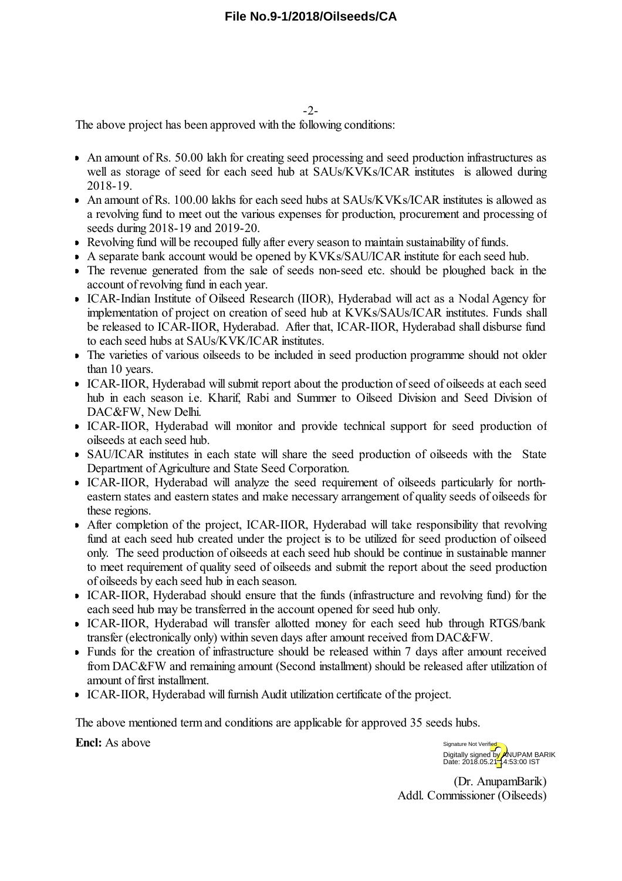The above project has been approved with the following conditions:

- An amount of Rs. 50.00 lakh for creating seed processing and seed production infrastructures as well as storage of seed for each seed hub at SAUs/KVKs/ICAR institutes is allowed during 2018-19.
- An amount of Rs. 100.00 lakhs for each seed hubs at SAUs/KVKs/ICAR institutes is allowed as a revolving fund to meet out the various expenses for production, procurement and processing of seeds during 2018-19 and 2019-20.
- Revolving fund will be recouped fully after every season to maintain sustainability of funds.
- A separate bank account would be opened by KVKs/SAU/ICAR institute for each seed hub.
- The revenue generated from the sale of seeds non-seed etc. should be ploughed back in the account of revolving fund in each year.
- ICAR-Indian Institute of Oilseed Research (IIOR), Hyderabad will act as a Nodal Agency for implementation of project on creation of seed hub at KVKs/SAUs/ICAR institutes. Funds shall be released to ICAR-IIOR, Hyderabad. After that, ICAR-IIOR, Hyderabad shall disburse fund to each seed hubs at SAUs/KVK/ICAR institutes.
- The varieties of various oilseeds to be included in seed production programme should not older than 10 years.
- ICAR-IIOR, Hyderabad will submit report about the production of seed of oilseeds at each seed hub in each season i.e. Kharif, Rabi and Summer to Oilseed Division and Seed Division of DAC&FW, New Delhi.
- ICAR-IIOR, Hyderabad will monitor and provide technical support for seed production of oilseeds at each seed hub.
- SAU/ICAR institutes in each state will share the seed production of oilseeds with the State Department of Agriculture and State Seed Corporation.
- ICAR-IIOR, Hyderabad will analyze the seed requirement of oilseeds particularly for north-eastern states and eastern states and make necessary arrangement of quality seeds of oilseeds for these regions.
- After completion of the project, ICAR-IIOR, Hyderabad will take responsibility that revolving fund at each seed hub created under the project is to be utilized for seed production of oilseed only. The seed production of oilseeds at each seed hub should be continue in sustainable manner to meet requirement of quality seed of oilseeds and submit the report about the seed production of oilseeds by each seed hub in each season.
- ICAR-IIOR, Hyderabad should ensure that the funds (infrastructure and revolving fund) for the each seed hub may be transferred in the account opened for seed hub only.
- ICAR-IIOR, Hyderabad will transfer allotted money for each seed hub through RTGS/bank transfer (electronically only) within seven days after amount received from DAC&FW.
- Funds for the creation of infrastructure should be released within 7 days after amount received from DAC&FW and remaining amount (Second installment) should be released after utilization of amount of first installment.
- ICAR-IIOR, Hyderabad will furnish Audit utilization certificate of the project.

The above mentioned term and conditions are applicable for approved 35 seeds hubs.

**Encl:** As above

Signature Not Verified
Digitally signed by ANUPAM BARIK
Date: 2018.05.21 14:53:00 IST

(Dr. AnupamBarik)
Addl. Commissioner (Oilseeds)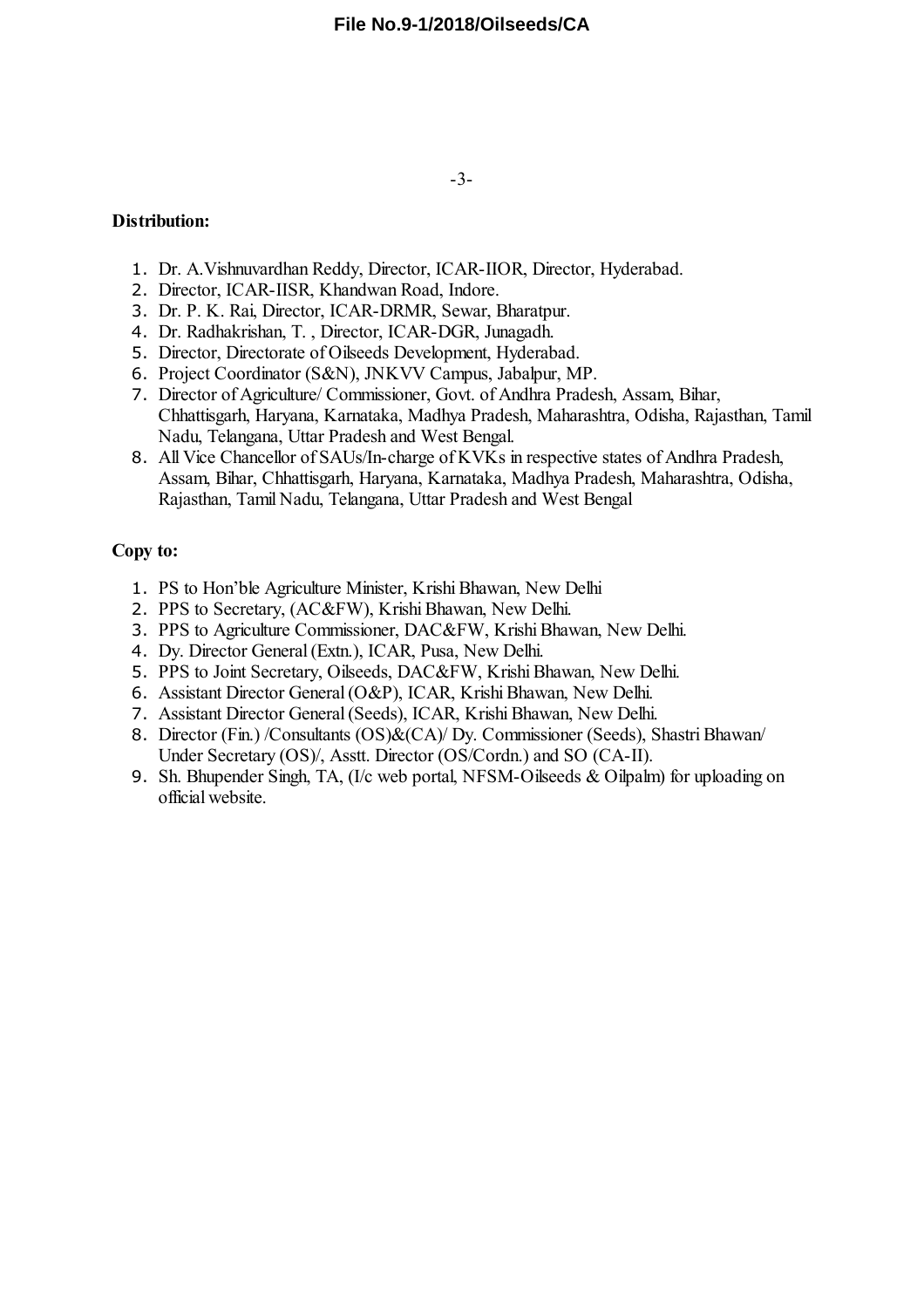**Distribution:**

1. Dr. A.Vishnuvardhan Reddy, Director, ICAR-IIOR, Director, Hyderabad.
2. Director, ICAR-IISR, Khandwan Road, Indore.
3. Dr. P. K. Rai, Director, ICAR-DRMR, Sewar, Bharatpur.
4. Dr. Radhakrishan, T. , Director, ICAR-DGR, Junagadh.
5. Director, Directorate of Oilseeds Development, Hyderabad.
6. Project Coordinator (S&N), JNKVV Campus, Jabalpur, MP.
7. Director of Agriculture/ Commissioner, Govt. of Andhra Pradesh, Assam, Bihar, Chhattisgarh, Haryana, Karnataka, Madhya Pradesh, Maharashtra, Odisha, Rajasthan, Tamil Nadu, Telangana, Uttar Pradesh and West Bengal.
8. All Vice Chancellor of SAUs/In-charge of KVKs in respective states of Andhra Pradesh, Assam, Bihar, Chhattisgarh, Haryana, Karnataka, Madhya Pradesh, Maharashtra, Odisha, Rajasthan, Tamil Nadu, Telangana, Uttar Pradesh and West Bengal

**Copy to:**

1. PS to Hon'ble Agriculture Minister, Krishi Bhawan, New Delhi
2. PPS to Secretary, (AC&FW), Krishi Bhawan, New Delhi.
3. PPS to Agriculture Commissioner, DAC&FW, Krishi Bhawan, New Delhi.
4. Dy. Director General (Extn.), ICAR, Pusa, New Delhi.
5. PPS to Joint Secretary, Oilseeds, DAC&FW, Krishi Bhawan, New Delhi.
6. Assistant Director General (O&P), ICAR, Krishi Bhawan, New Delhi.
7. Assistant Director General (Seeds), ICAR, Krishi Bhawan, New Delhi.
8. Director (Fin.) /Consultants (OS)&(CA)/ Dy. Commissioner (Seeds), Shastri Bhawan/ Under Secretary (OS)/, Asstt. Director (OS/Cordn.) and SO (CA-II).
9. Sh. Bhupender Singh, TA, (I/c web portal, NFSM-Oilseeds & Oilpalm) for uploading on official website.